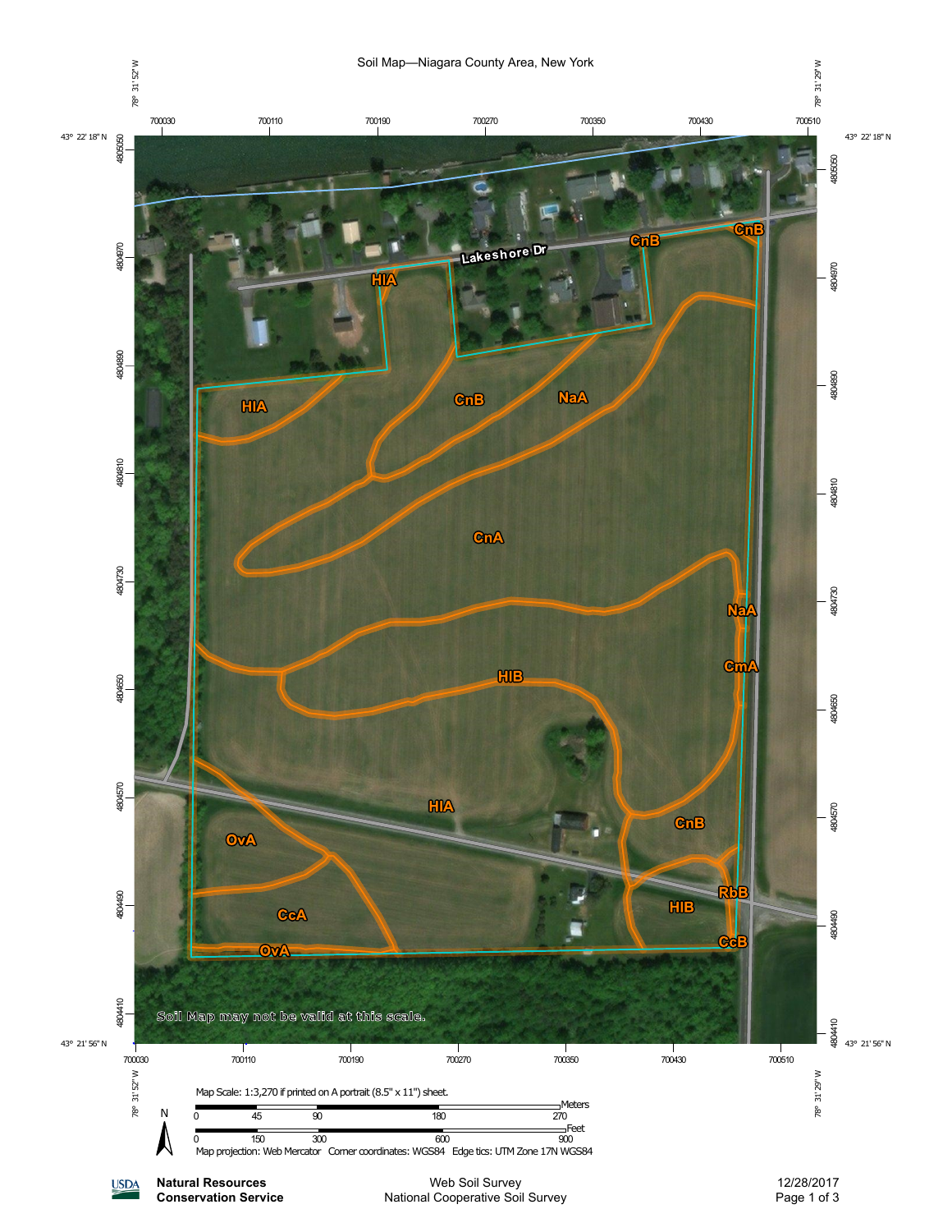# Soil Map—Niagara County Area, New York

78° 31' 52" W — 78° 31' 29" W

43° 22' 18" N — 43° 21' 56" N

700030 700110 700190 700270 700350 700430 700510

4805050 4804970 4804890 4804810 4804730 4804650 4804570 4804490 4804410

Lakeshore Dr

HIA, CnB, NaA, CnA, HIB, CmA, OvA, CcA, RbB, CcB

Soil Map may not be valid at this scale.

Map Scale: 1:3,270 if printed on A portrait (8.5" x 11") sheet.

Meters: 0 45 90 180 270

Feet: 0 150 300 600 900

N

Map projection: Web Mercator Corner coordinates: WGS84 Edge tics: UTM Zone 17N WGS84

USDA **Natural Resources Conservation Service**

Web Soil Survey
National Cooperative Soil Survey

12/28/2017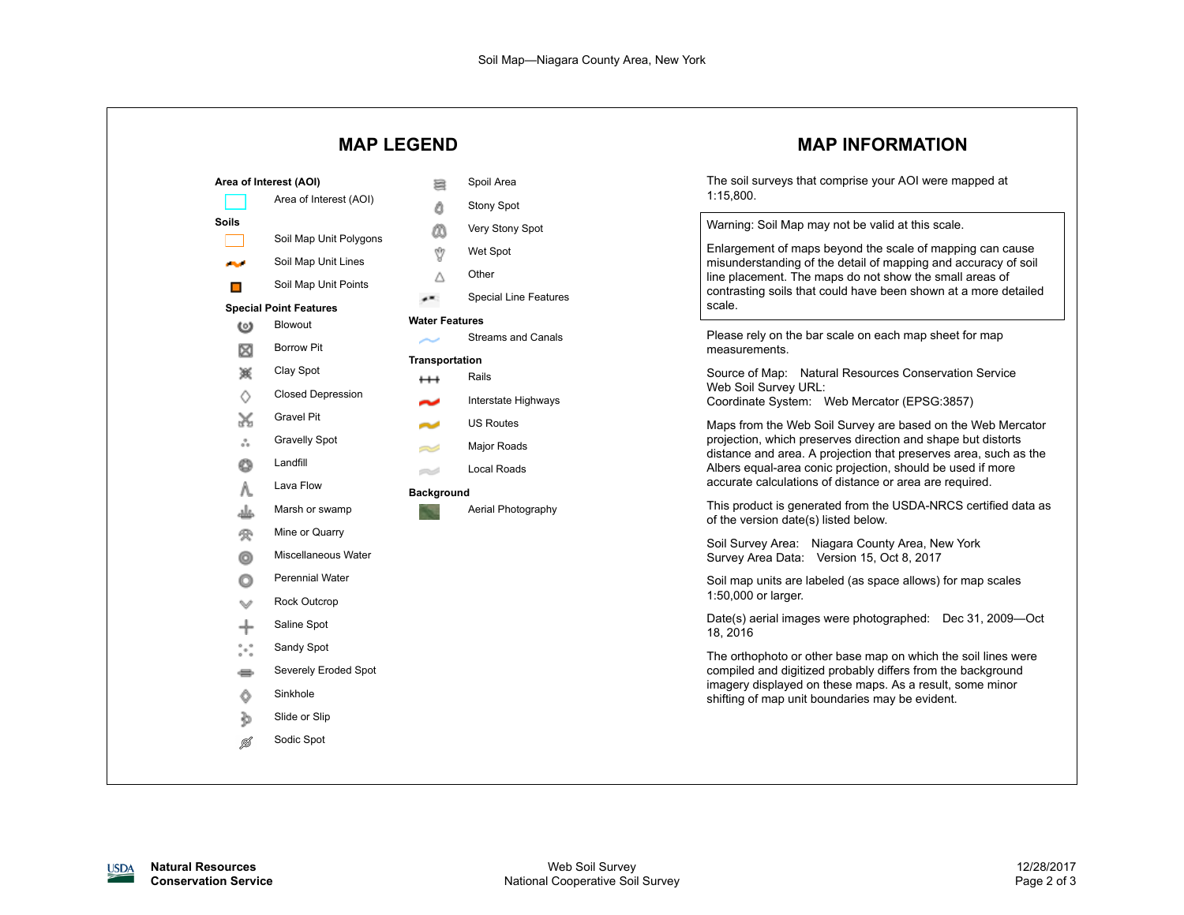Soil Map—Niagara County Area, New York

## MAP LEGEND

**Area of Interest (AOI)**

- Area of Interest (AOI)

**Soils**

- Soil Map Unit Polygons
- Soil Map Unit Lines
- Soil Map Unit Points

**Special Point Features**

- Blowout
- Borrow Pit
- Clay Spot
- Closed Depression
- Gravel Pit
- Gravelly Spot
- Landfill
- Lava Flow
- Marsh or swamp
- Mine or Quarry
- Miscellaneous Water
- Perennial Water
- Rock Outcrop
- Saline Spot
- Sandy Spot
- Severely Eroded Spot
- Sinkhole
- Slide or Slip
- Sodic Spot
- Spoil Area
- Stony Spot
- Very Stony Spot
- Wet Spot
- Other
- Special Line Features

**Water Features**

- Streams and Canals

**Transportation**

- Rails
- Interstate Highways
- US Routes
- Major Roads
- Local Roads

**Background**

- Aerial Photography

## MAP INFORMATION

The soil surveys that comprise your AOI were mapped at 1:15,800.

Warning: Soil Map may not be valid at this scale.

Enlargement of maps beyond the scale of mapping can cause misunderstanding of the detail of mapping and accuracy of soil line placement. The maps do not show the small areas of contrasting soils that could have been shown at a more detailed scale.

Please rely on the bar scale on each map sheet for map measurements.

Source of Map: Natural Resources Conservation Service
Web Soil Survey URL:
Coordinate System: Web Mercator (EPSG:3857)

Maps from the Web Soil Survey are based on the Web Mercator projection, which preserves direction and shape but distorts distance and area. A projection that preserves area, such as the Albers equal-area conic projection, should be used if more accurate calculations of distance or area are required.

This product is generated from the USDA-NRCS certified data as of the version date(s) listed below.

Soil Survey Area: Niagara County Area, New York
Survey Area Data: Version 15, Oct 8, 2017

Soil map units are labeled (as space allows) for map scales 1:50,000 or larger.

Date(s) aerial images were photographed: Dec 31, 2009—Oct 18, 2016

The orthophoto or other base map on which the soil lines were compiled and digitized probably differs from the background imagery displayed on these maps. As a result, some minor shifting of map unit boundaries may be evident.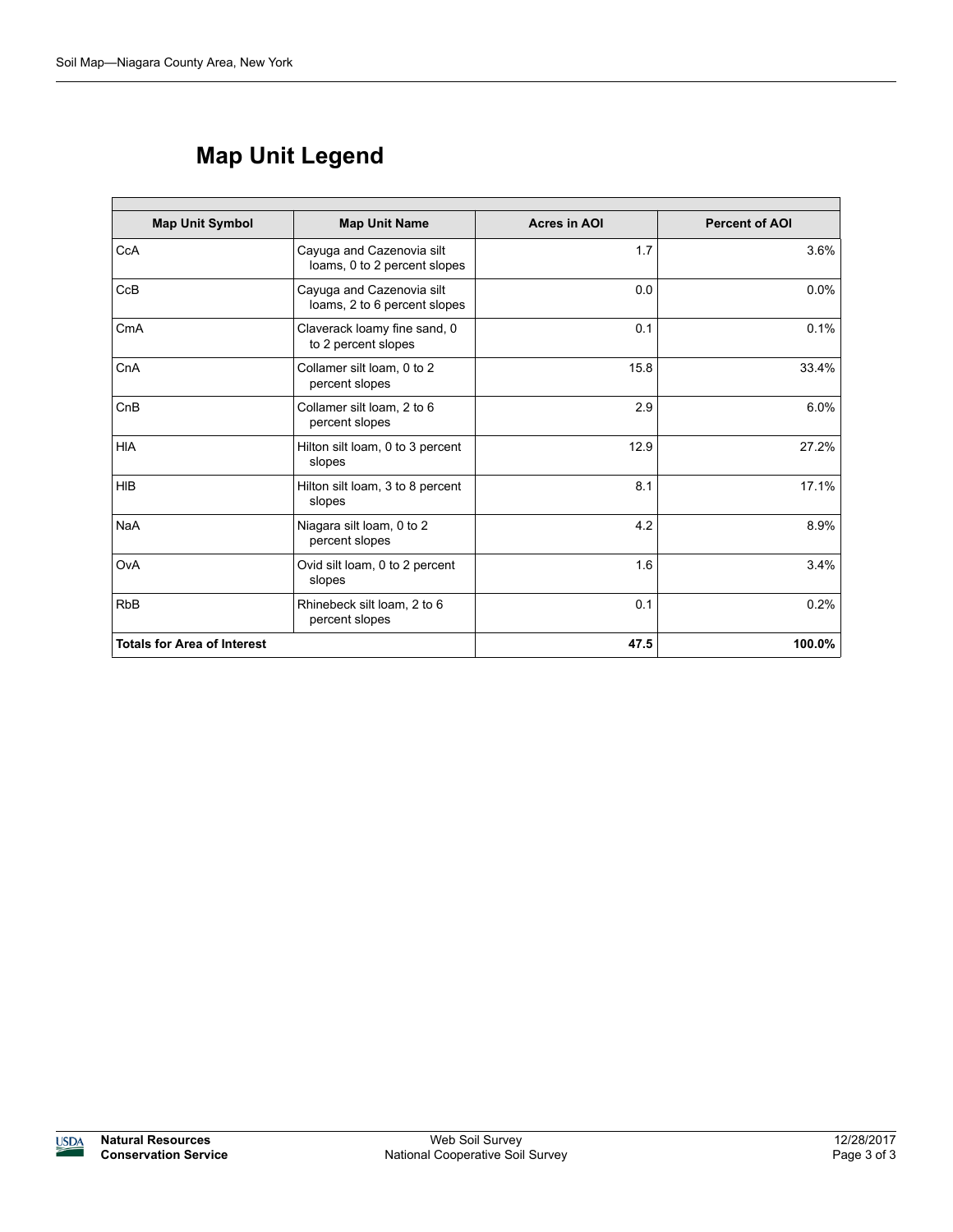# Map Unit Legend

| Map Unit Symbol | Map Unit Name | Acres in AOI | Percent of AOI |
|---|---|---|---|
| CcA | Cayuga and Cazenovia silt loams, 0 to 2 percent slopes | 1.7 | 3.6% |
| CcB | Cayuga and Cazenovia silt loams, 2 to 6 percent slopes | 0.0 | 0.0% |
| CmA | Claverack loamy fine sand, 0 to 2 percent slopes | 0.1 | 0.1% |
| CnA | Collamer silt loam, 0 to 2 percent slopes | 15.8 | 33.4% |
| CnB | Collamer silt loam, 2 to 6 percent slopes | 2.9 | 6.0% |
| HlA | Hilton silt loam, 0 to 3 percent slopes | 12.9 | 27.2% |
| HlB | Hilton silt loam, 3 to 8 percent slopes | 8.1 | 17.1% |
| NaA | Niagara silt loam, 0 to 2 percent slopes | 4.2 | 8.9% |
| OvA | Ovid silt loam, 0 to 2 percent slopes | 1.6 | 3.4% |
| RbB | Rhinebeck silt loam, 2 to 6 percent slopes | 0.1 | 0.2% |
| **Totals for Area of Interest** | | **47.5** | **100.0%** |